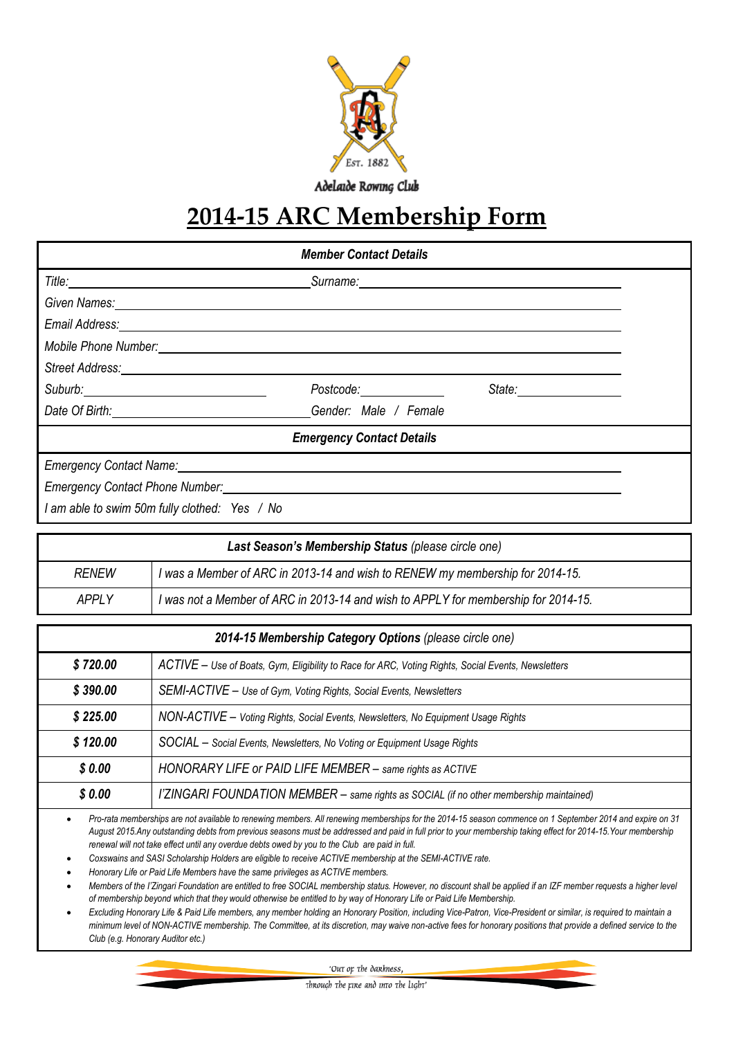Est. 1882

Adelaide Rowing Club

# 2014-15 ARC Membership Form

| *Member Contact Details* | | |
|---|---|---|
| *Title:* | *Surname:* | |
| *Given Names:* | | |
| *Email Address:* | | |
| *Mobile Phone Number:* | | |
| *Street Address:* | | |
| *Suburb:* | *Postcode:* | *State:* |
| *Date Of Birth:* | *Gender: Male / Female* | |

| *Emergency Contact Details* |
|---|
| *Emergency Contact Name:* |
| *Emergency Contact Phone Number:* |
| *I am able to swim 50m fully clothed: Yes / No* |

| ***Last Season's Membership Status*** *(please circle one)* | |
|---|---|
| *RENEW* | *I was a Member of ARC in 2013-14 and wish to RENEW my membership for 2014-15.* |
| *APPLY* | *I was not a Member of ARC in 2013-14 and wish to APPLY for membership for 2014-15.* |

| ***2014-15 Membership Category Options*** *(please circle one)* | |
|---|---|
| ***$ 720.00*** | *ACTIVE – Use of Boats, Gym, Eligibility to Race for ARC, Voting Rights, Social Events, Newsletters* |
| ***$ 390.00*** | *SEMI-ACTIVE – Use of Gym, Voting Rights, Social Events, Newsletters* |
| ***$ 225.00*** | *NON-ACTIVE – Voting Rights, Social Events, Newsletters, No Equipment Usage Rights* |
| ***$ 120.00*** | *SOCIAL – Social Events, Newsletters, No Voting or Equipment Usage Rights* |
| ***$ 0.00*** | *HONORARY LIFE or PAID LIFE MEMBER – same rights as ACTIVE* |
| ***$ 0.00*** | *I'ZINGARI FOUNDATION MEMBER – same rights as SOCIAL (if no other membership maintained)* |

- *Pro-rata memberships are not available to renewing members. All renewing memberships for the 2014-15 season commence on 1 September 2014 and expire on 31 August 2015.Any outstanding debts from previous seasons must be addressed and paid in full prior to your membership taking effect for 2014-15.Your membership renewal will not take effect until any overdue debts owed by you to the Club are paid in full.*
- *Coxswains and SASI Scholarship Holders are eligible to receive ACTIVE membership at the SEMI-ACTIVE rate.*
- *Honorary Life or Paid Life Members have the same privileges as ACTIVE members.*
- *Members of the I'Zingari Foundation are entitled to free SOCIAL membership status. However, no discount shall be applied if an IZF member requests a higher level of membership beyond which that they would otherwise be entitled to by way of Honorary Life or Paid Life Membership.*
- *Excluding Honorary Life & Paid Life members, any member holding an Honorary Position, including Vice-Patron, Vice-President or similar, is required to maintain a minimum level of NON-ACTIVE membership. The Committee, at its discretion, may waive non-active fees for honorary positions that provide a defined service to the Club (e.g. Honorary Auditor etc.)*

'Out of the darkness, through the fire and into the light'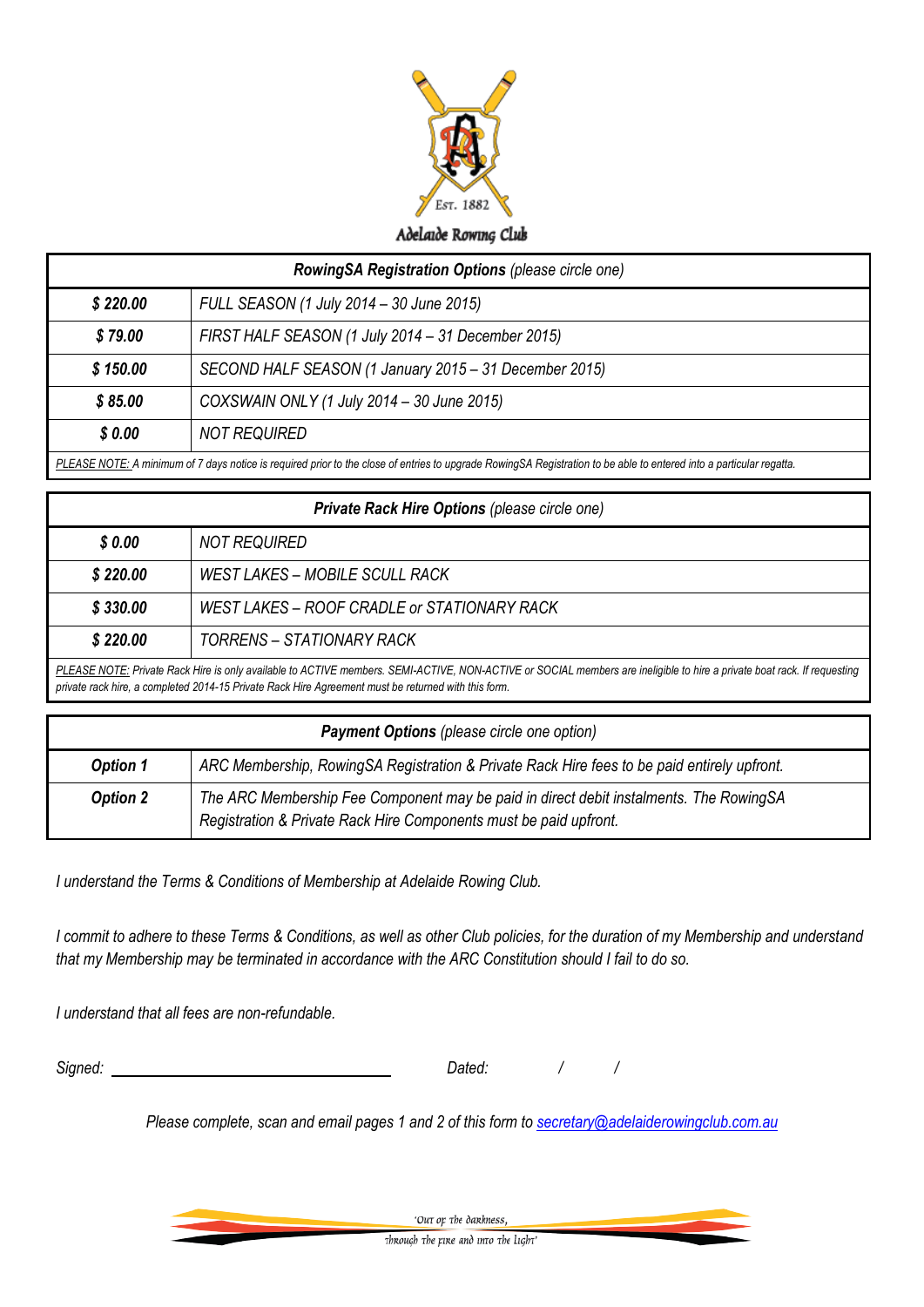Adelaide Rowing Club

| ***RowingSA Registration Options*** *(please circle one)* | |
|---|---|
| ***$ 220.00*** | *FULL SEASON (1 July 2014 – 30 June 2015)* |
| ***$ 79.00*** | *FIRST HALF SEASON (1 July 2014 – 31 December 2015)* |
| ***$ 150.00*** | *SECOND HALF SEASON (1 January 2015 – 31 December 2015)* |
| ***$ 85.00*** | *COXSWAIN ONLY (1 July 2014 – 30 June 2015)* |
| ***$ 0.00*** | *NOT REQUIRED* |

*PLEASE NOTE: A minimum of 7 days notice is required prior to the close of entries to upgrade RowingSA Registration to be able to entered into a particular regatta.*

| ***Private Rack Hire Options*** *(please circle one)* | |
|---|---|
| ***$ 0.00*** | *NOT REQUIRED* |
| ***$ 220.00*** | *WEST LAKES – MOBILE SCULL RACK* |
| ***$ 330.00*** | *WEST LAKES – ROOF CRADLE or STATIONARY RACK* |
| ***$ 220.00*** | *TORRENS – STATIONARY RACK* |

*PLEASE NOTE: Private Rack Hire is only available to ACTIVE members. SEMI-ACTIVE, NON-ACTIVE or SOCIAL members are ineligible to hire a private boat rack. If requesting private rack hire, a completed 2014-15 Private Rack Hire Agreement must be returned with this form.*

| ***Payment Options*** *(please circle one option)* | |
|---|---|
| ***Option 1*** | *ARC Membership, RowingSA Registration & Private Rack Hire fees to be paid entirely upfront.* |
| ***Option 2*** | *The ARC Membership Fee Component may be paid in direct debit instalments. The RowingSA Registration & Private Rack Hire Components must be paid upfront.* |

*I understand the Terms & Conditions of Membership at Adelaide Rowing Club.*

*I commit to adhere to these Terms & Conditions, as well as other Club policies, for the duration of my Membership and understand that my Membership may be terminated in accordance with the ARC Constitution should I fail to do so.*

*I understand that all fees are non-refundable.*

*Signed:* ______________________________ *Dated:* / /

*Please complete, scan and email pages 1 and 2 of this form to secretary@adelaiderowingclub.com.au*

'Out of the darkness, through the fire and into the light'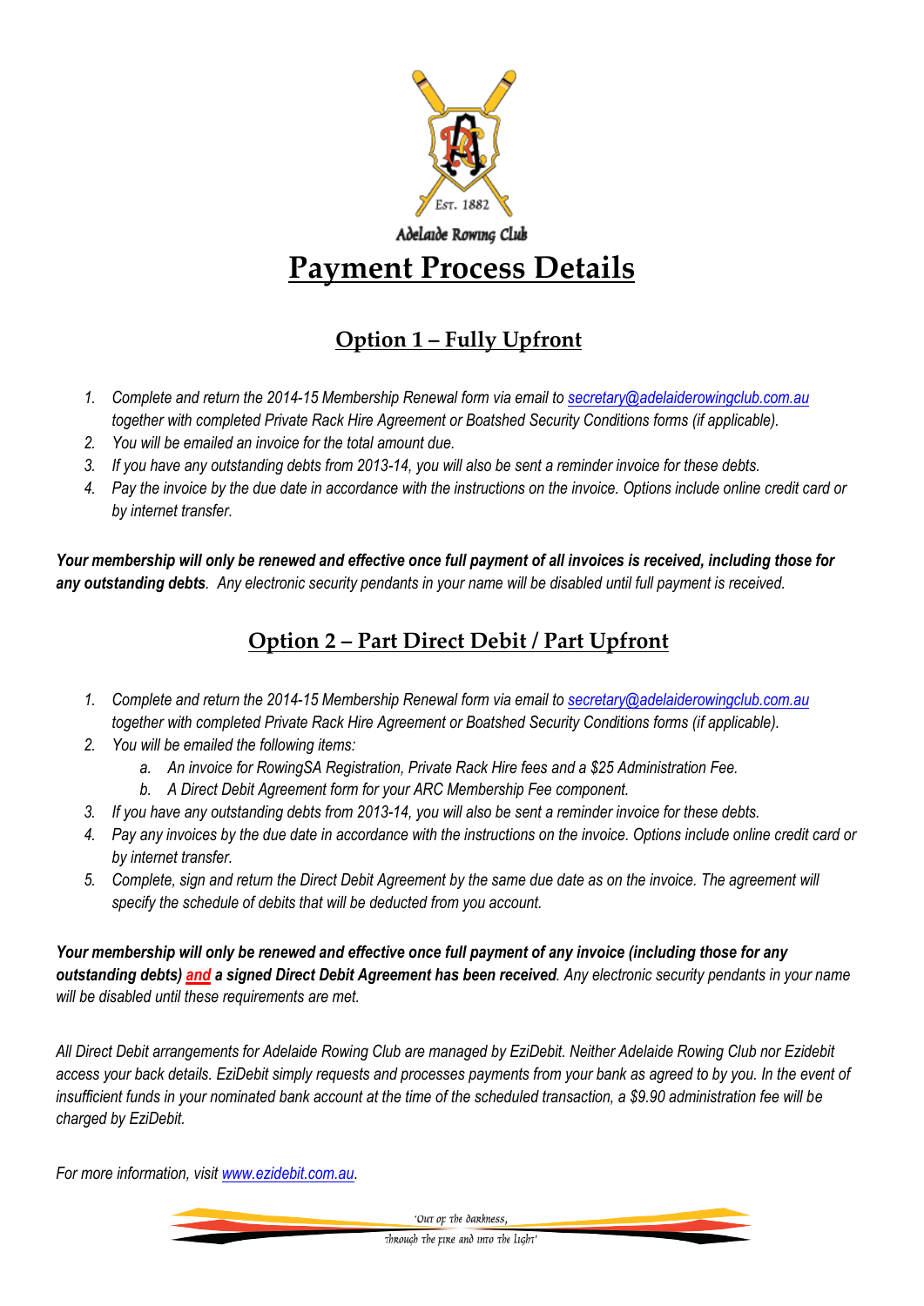Adelaide Rowing Club

# Payment Process Details

## Option 1 – Fully Upfront

1. *Complete and return the 2014-15 Membership Renewal form via email to secretary@adelaiderowingclub.com.au together with completed Private Rack Hire Agreement or Boatshed Security Conditions forms (if applicable).*
2. *You will be emailed an invoice for the total amount due.*
3. *If you have any outstanding debts from 2013-14, you will also be sent a reminder invoice for these debts.*
4. *Pay the invoice by the due date in accordance with the instructions on the invoice. Options include online credit card or by internet transfer.*

***Your membership will only be renewed and effective once full payment of all invoices is received, including those for any outstanding debts****. Any electronic security pendants in your name will be disabled until full payment is received.*

## Option 2 – Part Direct Debit / Part Upfront

1. *Complete and return the 2014-15 Membership Renewal form via email to secretary@adelaiderowingclub.com.au together with completed Private Rack Hire Agreement or Boatshed Security Conditions forms (if applicable).*
2. *You will be emailed the following items:*
   a. *An invoice for RowingSA Registration, Private Rack Hire fees and a $25 Administration Fee.*
   b. *A Direct Debit Agreement form for your ARC Membership Fee component.*
3. *If you have any outstanding debts from 2013-14, you will also be sent a reminder invoice for these debts.*
4. *Pay any invoices by the due date in accordance with the instructions on the invoice. Options include online credit card or by internet transfer.*
5. *Complete, sign and return the Direct Debit Agreement by the same due date as on the invoice. The agreement will specify the schedule of debits that will be deducted from you account.*

***Your membership will only be renewed and effective once full payment of any invoice (including those for any outstanding debts) and a signed Direct Debit Agreement has been received****. Any electronic security pendants in your name will be disabled until these requirements are met.*

*All Direct Debit arrangements for Adelaide Rowing Club are managed by EziDebit. Neither Adelaide Rowing Club nor Ezidebit access your back details. EziDebit simply requests and processes payments from your bank as agreed to by you. In the event of insufficient funds in your nominated bank account at the time of the scheduled transaction, a $9.90 administration fee will be charged by EziDebit.*

*For more information, visit www.ezidebit.com.au.*

'Out of the darkness, through the fire and into the light'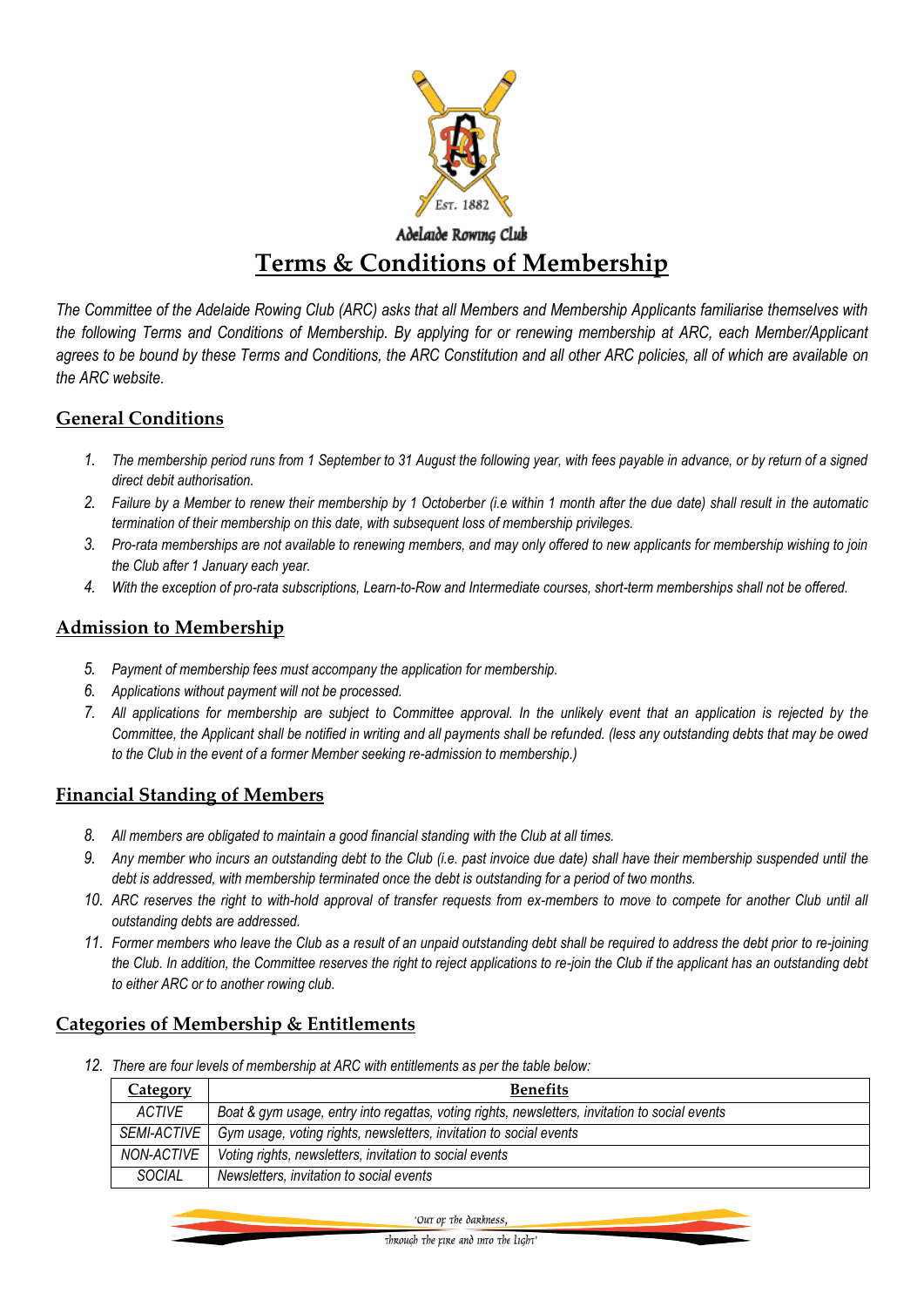Adelaide Rowing Club

# Terms & Conditions of Membership

*The Committee of the Adelaide Rowing Club (ARC) asks that all Members and Membership Applicants familiarise themselves with the following Terms and Conditions of Membership. By applying for or renewing membership at ARC, each Member/Applicant agrees to be bound by these Terms and Conditions, the ARC Constitution and all other ARC policies, all of which are available on the ARC website.*

## General Conditions

1. *The membership period runs from 1 September to 31 August the following year, with fees payable in advance, or by return of a signed direct debit authorisation.*
2. *Failure by a Member to renew their membership by 1 Octoberber (i.e within 1 month after the due date) shall result in the automatic termination of their membership on this date, with subsequent loss of membership privileges.*
3. *Pro-rata memberships are not available to renewing members, and may only offered to new applicants for membership wishing to join the Club after 1 January each year.*
4. *With the exception of pro-rata subscriptions, Learn-to-Row and Intermediate courses, short-term memberships shall not be offered.*

## Admission to Membership

5. *Payment of membership fees must accompany the application for membership.*
6. *Applications without payment will not be processed.*
7. *All applications for membership are subject to Committee approval. In the unlikely event that an application is rejected by the Committee, the Applicant shall be notified in writing and all payments shall be refunded. (less any outstanding debts that may be owed to the Club in the event of a former Member seeking re-admission to membership.)*

## Financial Standing of Members

8. *All members are obligated to maintain a good financial standing with the Club at all times.*
9. *Any member who incurs an outstanding debt to the Club (i.e. past invoice due date) shall have their membership suspended until the debt is addressed, with membership terminated once the debt is outstanding for a period of two months.*
10. *ARC reserves the right to with-hold approval of transfer requests from ex-members to move to compete for another Club until all outstanding debts are addressed.*
11. *Former members who leave the Club as a result of an unpaid outstanding debt shall be required to address the debt prior to re-joining the Club. In addition, the Committee reserves the right to reject applications to re-join the Club if the applicant has an outstanding debt to either ARC or to another rowing club.*

## Categories of Membership & Entitlements

12. *There are four levels of membership at ARC with entitlements as per the table below:*

| Category | Benefits |
|---|---|
| *ACTIVE* | *Boat & gym usage, entry into regattas, voting rights, newsletters, invitation to social events* |
| *SEMI-ACTIVE* | *Gym usage, voting rights, newsletters, invitation to social events* |
| *NON-ACTIVE* | *Voting rights, newsletters, invitation to social events* |
| *SOCIAL* | *Newsletters, invitation to social events* |

'Out of the darkness, through the fire and into the light'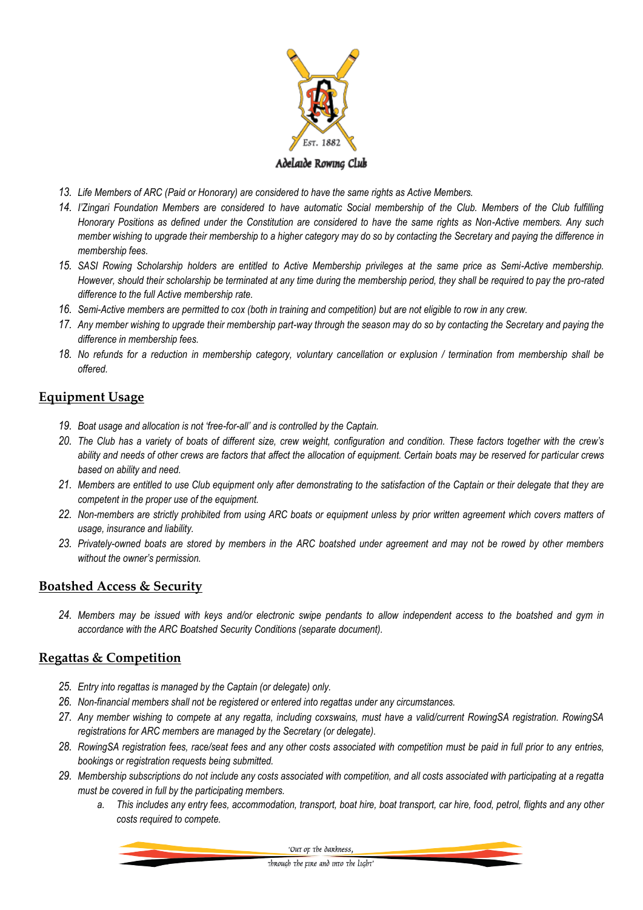13. *Life Members of ARC (Paid or Honorary) are considered to have the same rights as Active Members.*
14. *I'Zingari Foundation Members are considered to have automatic Social membership of the Club. Members of the Club fulfilling Honorary Positions as defined under the Constitution are considered to have the same rights as Non-Active members. Any such member wishing to upgrade their membership to a higher category may do so by contacting the Secretary and paying the difference in membership fees.*
15. *SASI Rowing Scholarship holders are entitled to Active Membership privileges at the same price as Semi-Active membership. However, should their scholarship be terminated at any time during the membership period, they shall be required to pay the pro-rated difference to the full Active membership rate.*
16. *Semi-Active members are permitted to cox (both in training and competition) but are not eligible to row in any crew.*
17. *Any member wishing to upgrade their membership part-way through the season may do so by contacting the Secretary and paying the difference in membership fees.*
18. *No refunds for a reduction in membership category, voluntary cancellation or explusion / termination from membership shall be offered.*

## Equipment Usage

19. *Boat usage and allocation is not 'free-for-all' and is controlled by the Captain.*
20. *The Club has a variety of boats of different size, crew weight, configuration and condition. These factors together with the crew's ability and needs of other crews are factors that affect the allocation of equipment. Certain boats may be reserved for particular crews based on ability and need.*
21. *Members are entitled to use Club equipment only after demonstrating to the satisfaction of the Captain or their delegate that they are competent in the proper use of the equipment.*
22. *Non-members are strictly prohibited from using ARC boats or equipment unless by prior written agreement which covers matters of usage, insurance and liability.*
23. *Privately-owned boats are stored by members in the ARC boatshed under agreement and may not be rowed by other members without the owner's permission.*

## Boatshed Access & Security

24. *Members may be issued with keys and/or electronic swipe pendants to allow independent access to the boatshed and gym in accordance with the ARC Boatshed Security Conditions (separate document).*

## Regattas & Competition

25. *Entry into regattas is managed by the Captain (or delegate) only.*
26. *Non-financial members shall not be registered or entered into regattas under any circumstances.*
27. *Any member wishing to compete at any regatta, including coxswains, must have a valid/current RowingSA registration. RowingSA registrations for ARC members are managed by the Secretary (or delegate).*
28. *RowingSA registration fees, race/seat fees and any other costs associated with competition must be paid in full prior to any entries, bookings or registration requests being submitted.*
29. *Membership subscriptions do not include any costs associated with competition, and all costs associated with participating at a regatta must be covered in full by the participating members.*
    a. *This includes any entry fees, accommodation, transport, boat hire, boat transport, car hire, food, petrol, flights and any other costs required to compete.*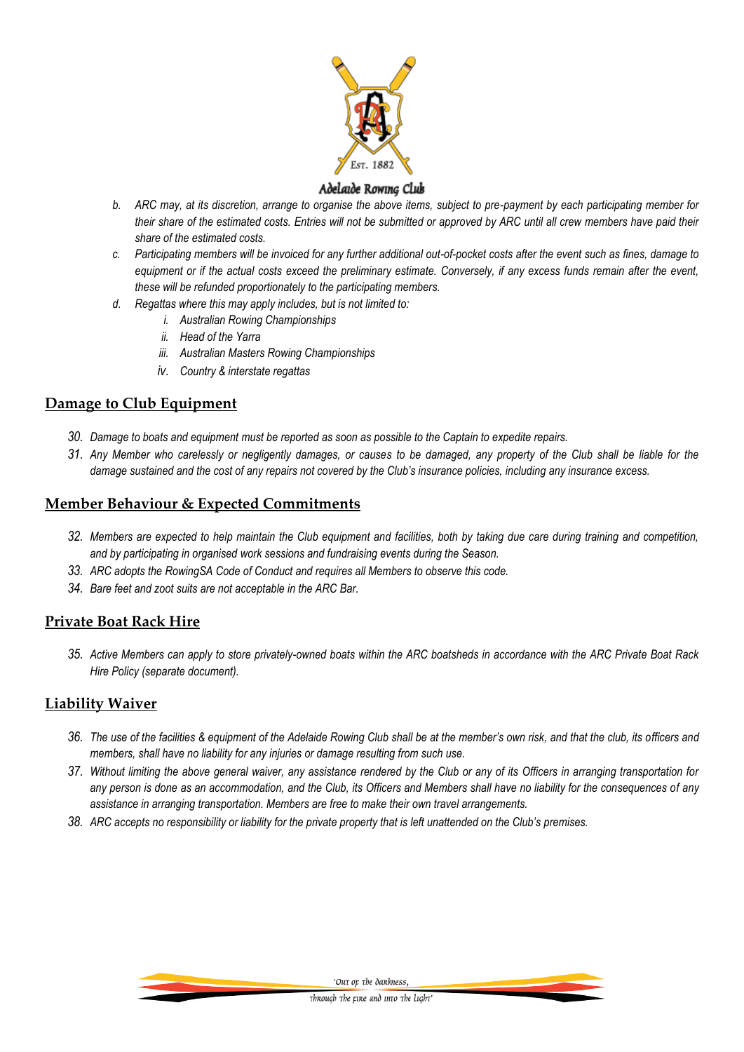b. *ARC may, at its discretion, arrange to organise the above items, subject to pre-payment by each participating member for their share of the estimated costs. Entries will not be submitted or approved by ARC until all crew members have paid their share of the estimated costs.*
c. *Participating members will be invoiced for any further additional out-of-pocket costs after the event such as fines, damage to equipment or if the actual costs exceed the preliminary estimate. Conversely, if any excess funds remain after the event, these will be refunded proportionately to the participating members.*
d. *Regattas where this may apply includes, but is not limited to:*
   i. *Australian Rowing Championships*
   ii. *Head of the Yarra*
   iii. *Australian Masters Rowing Championships*
   iv. *Country & interstate regattas*

## Damage to Club Equipment

30. *Damage to boats and equipment must be reported as soon as possible to the Captain to expedite repairs.*
31. *Any Member who carelessly or negligently damages, or causes to be damaged, any property of the Club shall be liable for the damage sustained and the cost of any repairs not covered by the Club's insurance policies, including any insurance excess.*

## Member Behaviour & Expected Commitments

32. *Members are expected to help maintain the Club equipment and facilities, both by taking due care during training and competition, and by participating in organised work sessions and fundraising events during the Season.*
33. *ARC adopts the RowingSA Code of Conduct and requires all Members to observe this code.*
34. *Bare feet and zoot suits are not acceptable in the ARC Bar.*

## Private Boat Rack Hire

35. *Active Members can apply to store privately-owned boats within the ARC boatsheds in accordance with the ARC Private Boat Rack Hire Policy (separate document).*

## Liability Waiver

36. *The use of the facilities & equipment of the Adelaide Rowing Club shall be at the member's own risk, and that the club, its officers and members, shall have no liability for any injuries or damage resulting from such use.*
37. *Without limiting the above general waiver, any assistance rendered by the Club or any of its Officers in arranging transportation for any person is done as an accommodation, and the Club, its Officers and Members shall have no liability for the consequences of any assistance in arranging transportation. Members are free to make their own travel arrangements.*
38. *ARC accepts no responsibility or liability for the private property that is left unattended on the Club's premises.*